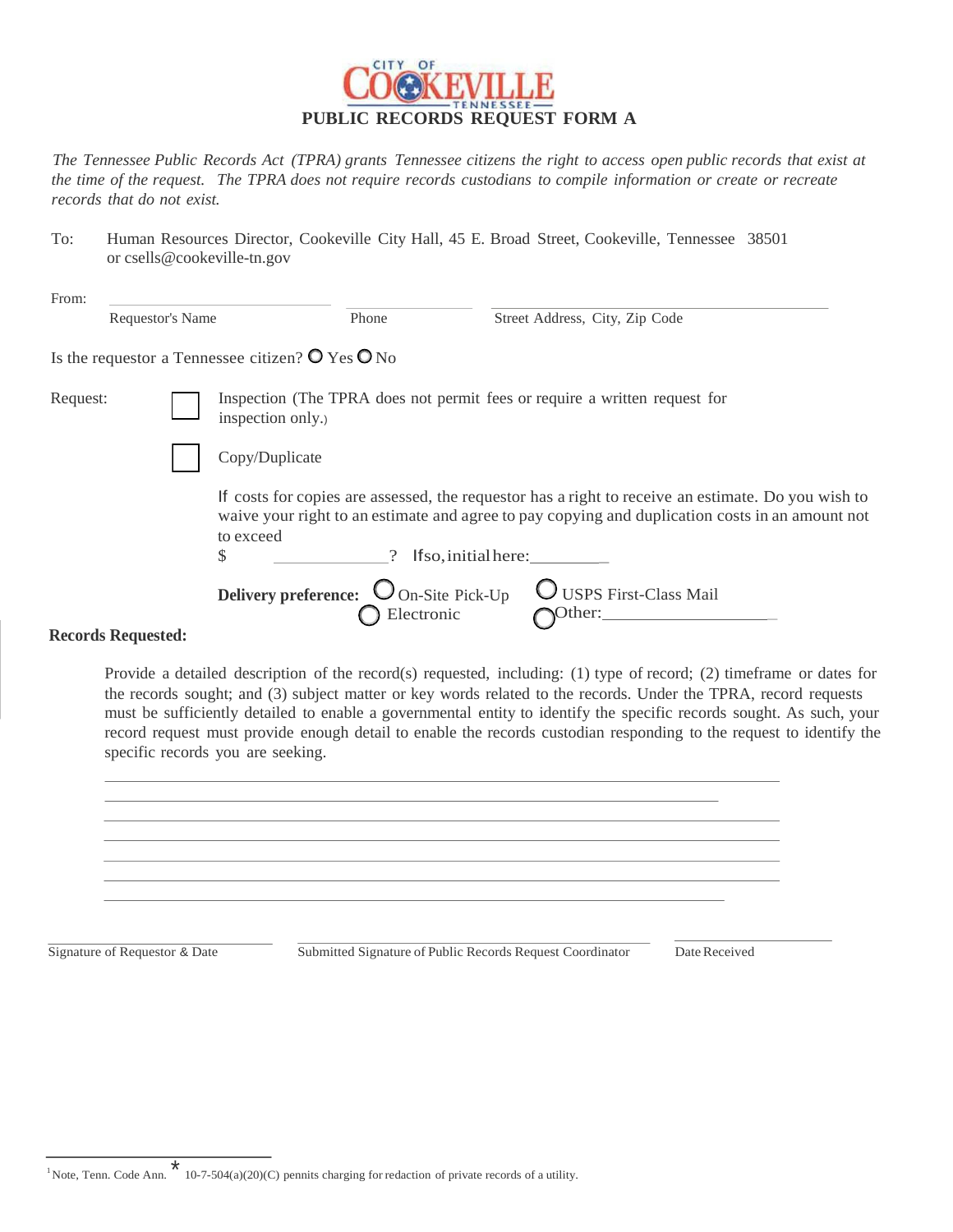CITY OF COOKEVILLE TENNESSEE

# PUBLIC RECORDS REQUEST FORM A

*The Tennessee Public Records Act (TPRA) grants Tennessee citizens the right to access open public records that exist at the time of the request. The TPRA does not require records custodians to compile information or create or recreate records that do not exist.*

To: Human Resources Director, Cookeville City Hall, 45 E. Broad Street, Cookeville, Tennessee 38501 or csells@cookeville-tn.gov

From:

| Requestor's Name | Phone | Street Address, City, Zip Code |
|---|---|---|
| | | |

Is the requestor a Tennessee citizen? ○ Yes ○ No

Request:

☐ Inspection (The TPRA does not permit fees or require a written request for inspection only.)

☐ Copy/Duplicate

If costs for copies are assessed, the requestor has a right to receive an estimate. Do you wish to waive your right to an estimate and agree to pay copying and duplication costs in an amount not to exceed $ ____________? If so, initial here:________

**Delivery preference:** ○ On-Site Pick-Up ○ USPS First-Class Mail ○ Electronic ○ Other:__________________

**Records Requested:**

Provide a detailed description of the record(s) requested, including: (1) type of record; (2) timeframe or dates for the records sought; and (3) subject matter or key words related to the records. Under the TPRA, record requests must be sufficiently detailed to enable a governmental entity to identify the specific records sought. As such, your record request must provide enough detail to enable the records custodian responding to the request to identify the specific records you are seeking.

______________________________________________________________________________

______________________________________________________________________________

______________________________________________________________________________

______________________________________________________________________________

______________________________________________________________________________

______________________________________________________________________________

______________________________________________________________________________

| Signature of Requestor & Date | Submitted Signature of Public Records Request Coordinator | Date Received |
|---|---|---|
| | | |

[1] Note, Tenn. Code Ann. * 10-7-504(a)(20)(C) pennits charging for redaction of private records of a utility.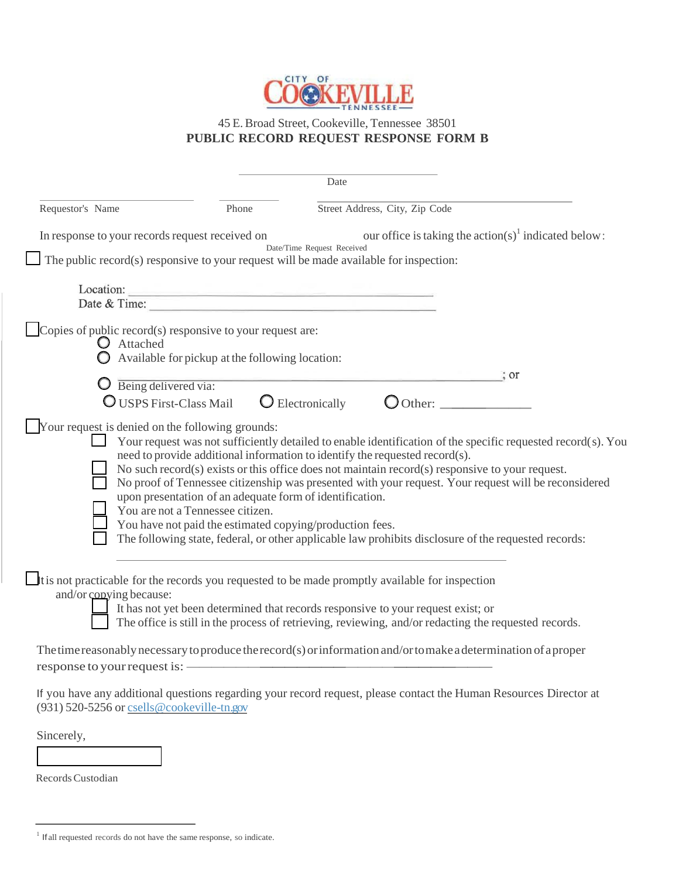CITY OF COOKEVILLE TENNESSEE

45 E. Broad Street, Cookeville, Tennessee 38501

**PUBLIC RECORD REQUEST RESPONSE FORM B**

______________________________
Date

______________________ ____________ ______________________________
Requestor's Name Phone Street Address, City, Zip Code

In response to your records request received on ______________ our office is taking the action(s)[1] indicated below:
Date/Time Request Received

☐ The public record(s) responsive to your request will be made available for inspection:

Location: ______________________________

Date & Time: ______________________________

☐ Copies of public record(s) responsive to your request are:

- ○ Attached
- ○ Available for pickup at the following location:

______________________________; or

- ○ Being delivered via:

○ USPS First-Class Mail ○ Electronically ○ Other: ______________

☐ Your request is denied on the following grounds:

- ☐ Your request was not sufficiently detailed to enable identification of the specific requested record(s). You need to provide additional information to identify the requested record(s).
- ☐ No such record(s) exists or this office does not maintain record(s) responsive to your request.
- ☐ No proof of Tennessee citizenship was presented with your request. Your request will be reconsidered upon presentation of an adequate form of identification.
- ☐ You are not a Tennessee citizen.
- ☐ You have not paid the estimated copying/production fees.
- ☐ The following state, federal, or other applicable law prohibits disclosure of the requested records:

______________________________

☐ It is not practicable for the records you requested to be made promptly available for inspection and/or copying because:

- ☐ It has not yet been determined that records responsive to your request exist; or
- ☐ The office is still in the process of retrieving, reviewing, and/or redacting the requested records.

The time reasonably necessary to produce the record(s) or information and/or to make a determination of a proper response to your request is: ______________________________

If you have any additional questions regarding your record request, please contact the Human Resources Director at (931) 520-5256 or csells@cookeville-tn.gov

Sincerely,

______________________________

Records Custodian

[1] If all requested records do not have the same response, so indicate.